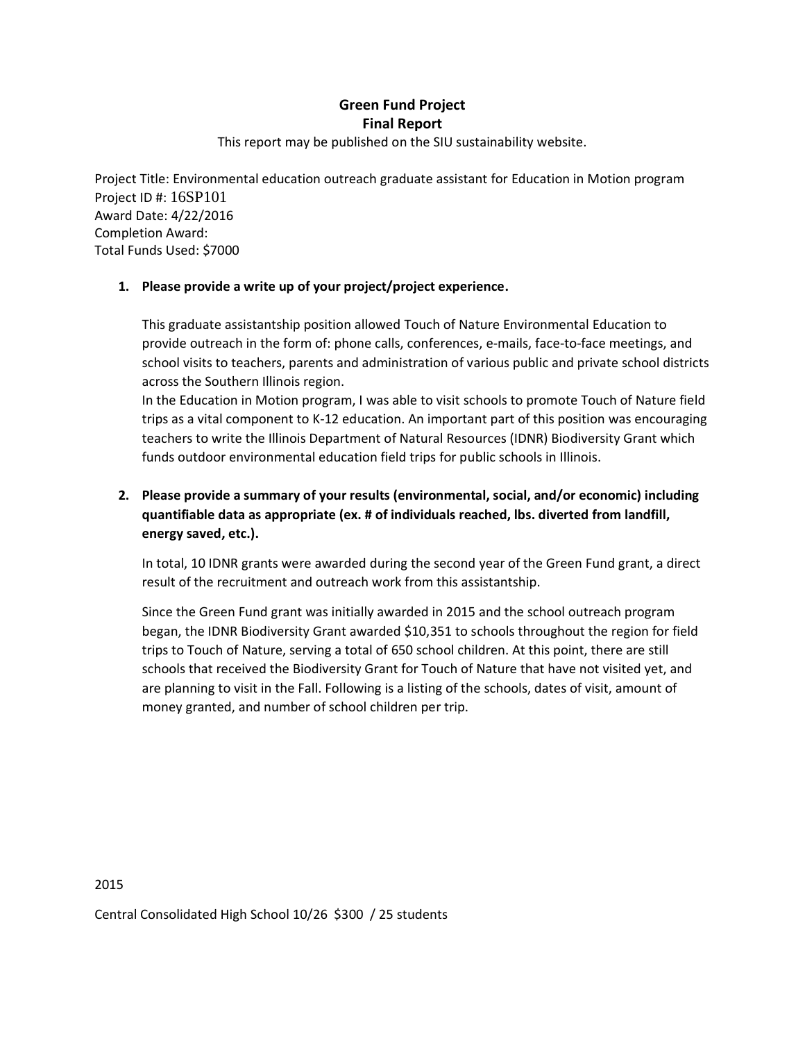## Green Fund Project
## Final Report

This report may be published on the SIU sustainability website.

Project Title: Environmental education outreach graduate assistant for Education in Motion program
Project ID #: 16SP101
Award Date: 4/22/2016
Completion Award:
Total Funds Used: $7000

1. **Please provide a write up of your project/project experience.**

   This graduate assistantship position allowed Touch of Nature Environmental Education to provide outreach in the form of: phone calls, conferences, e-mails, face-to-face meetings, and school visits to teachers, parents and administration of various public and private school districts across the Southern Illinois region.

   In the Education in Motion program, I was able to visit schools to promote Touch of Nature field trips as a vital component to K-12 education. An important part of this position was encouraging teachers to write the Illinois Department of Natural Resources (IDNR) Biodiversity Grant which funds outdoor environmental education field trips for public schools in Illinois.

2. **Please provide a summary of your results (environmental, social, and/or economic) including quantifiable data as appropriate (ex. # of individuals reached, lbs. diverted from landfill, energy saved, etc.).**

   In total, 10 IDNR grants were awarded during the second year of the Green Fund grant, a direct result of the recruitment and outreach work from this assistantship.

   Since the Green Fund grant was initially awarded in 2015 and the school outreach program began, the IDNR Biodiversity Grant awarded $10,351 to schools throughout the region for field trips to Touch of Nature, serving a total of 650 school children. At this point, there are still schools that received the Biodiversity Grant for Touch of Nature that have not visited yet, and are planning to visit in the Fall. Following is a listing of the schools, dates of visit, amount of money granted, and number of school children per trip.

2015

Central Consolidated High School 10/26 $300 / 25 students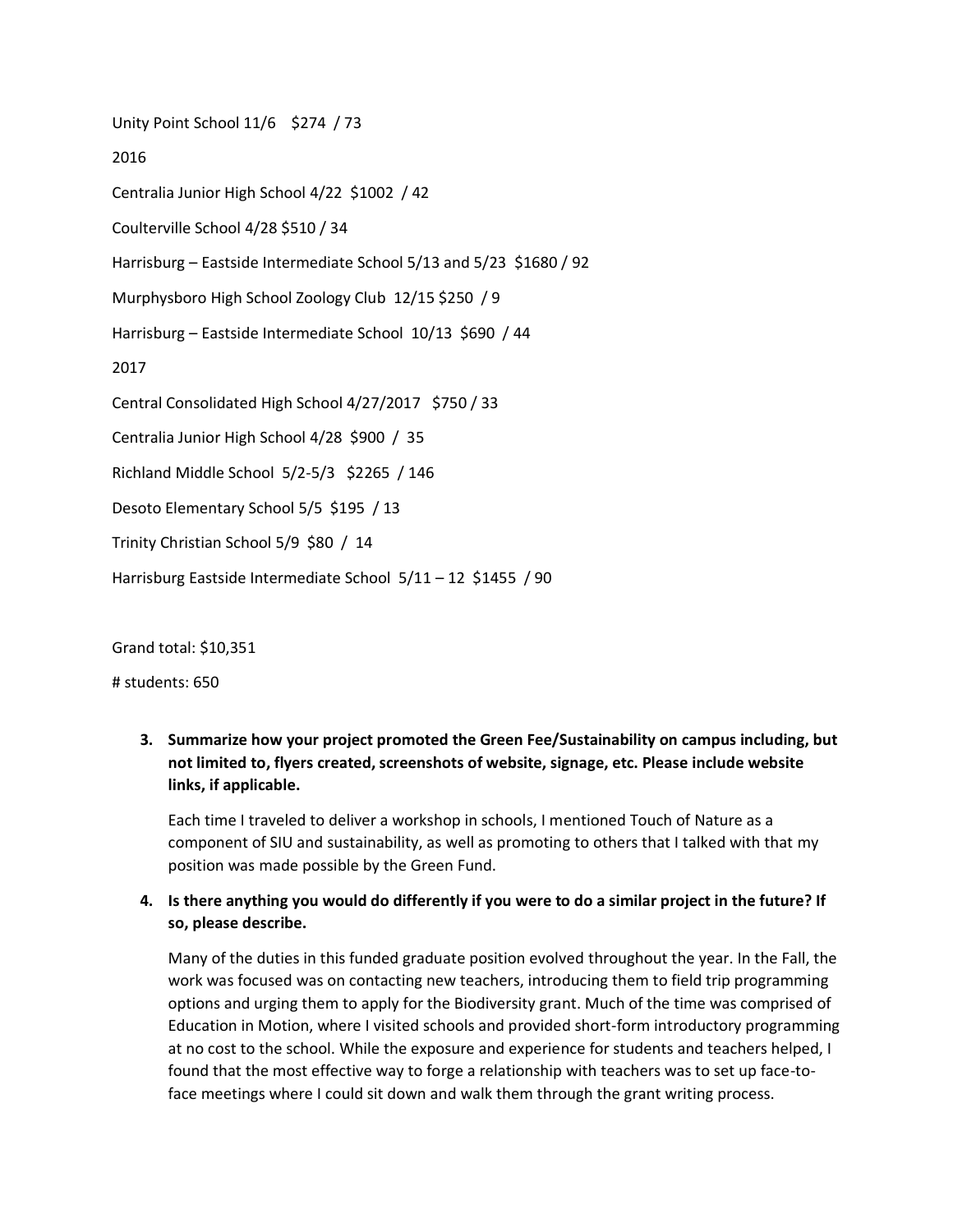Unity Point School 11/6 $274 / 73

2016

Centralia Junior High School 4/22 $1002 / 42

Coulterville School 4/28 $510 / 34

Harrisburg – Eastside Intermediate School 5/13 and 5/23 $1680 / 92

Murphysboro High School Zoology Club 12/15 $250 / 9

Harrisburg – Eastside Intermediate School 10/13 $690 / 44

2017

Central Consolidated High School 4/27/2017 $750 / 33

Centralia Junior High School 4/28 $900 / 35

Richland Middle School 5/2-5/3 $2265 / 146

Desoto Elementary School 5/5 $195 / 13

Trinity Christian School 5/9 $80 / 14

Harrisburg Eastside Intermediate School 5/11 – 12 $1455 / 90

Grand total: $10,351

# students: 650

3. **Summarize how your project promoted the Green Fee/Sustainability on campus including, but not limited to, flyers created, screenshots of website, signage, etc. Please include website links, if applicable.**

   Each time I traveled to deliver a workshop in schools, I mentioned Touch of Nature as a component of SIU and sustainability, as well as promoting to others that I talked with that my position was made possible by the Green Fund.

4. **Is there anything you would do differently if you were to do a similar project in the future? If so, please describe.**

   Many of the duties in this funded graduate position evolved throughout the year. In the Fall, the work was focused was on contacting new teachers, introducing them to field trip programming options and urging them to apply for the Biodiversity grant. Much of the time was comprised of Education in Motion, where I visited schools and provided short-form introductory programming at no cost to the school. While the exposure and experience for students and teachers helped, I found that the most effective way to forge a relationship with teachers was to set up face-to-face meetings where I could sit down and walk them through the grant writing process.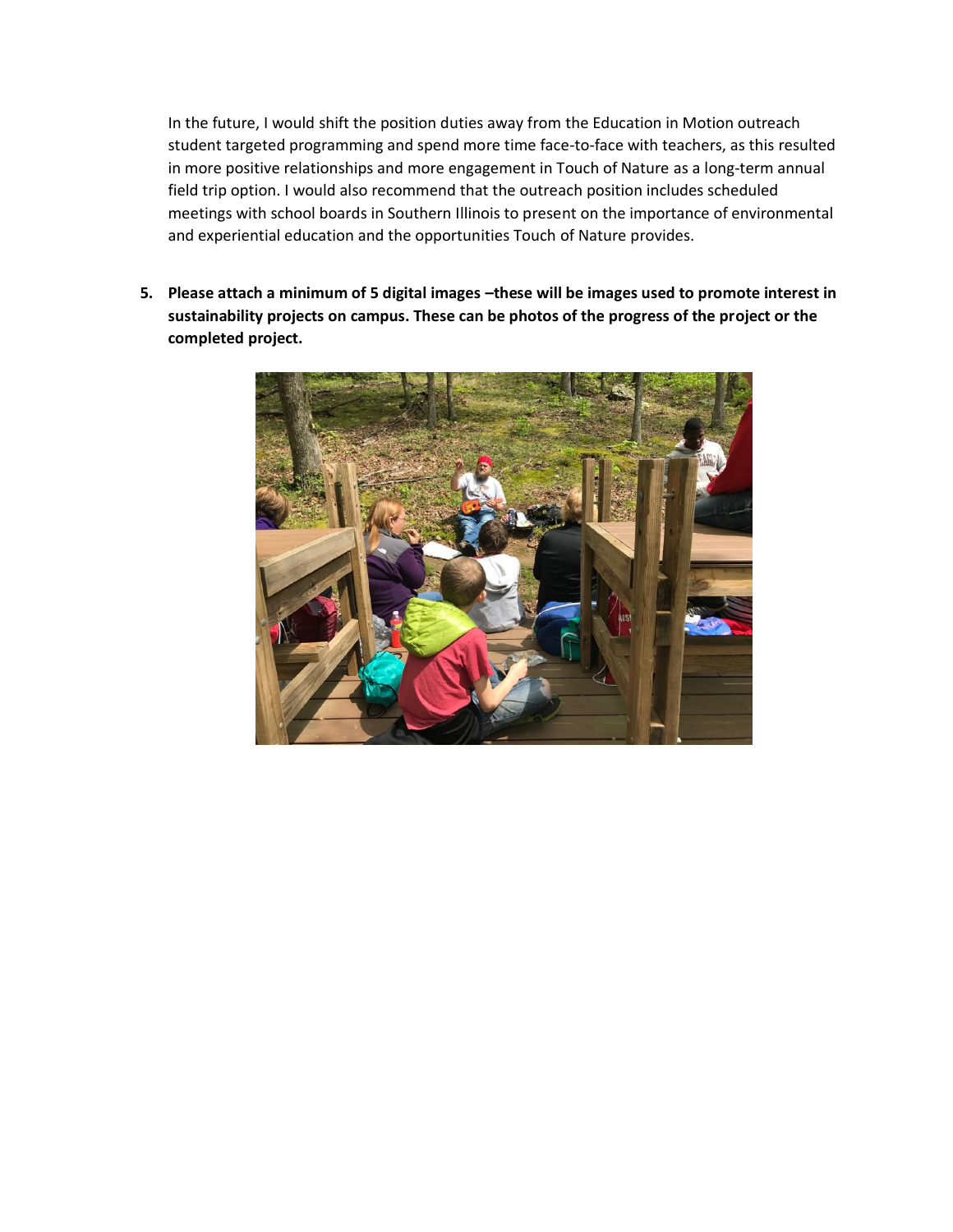In the future, I would shift the position duties away from the Education in Motion outreach student targeted programming and spend more time face-to-face with teachers, as this resulted in more positive relationships and more engagement in Touch of Nature as a long-term annual field trip option. I would also recommend that the outreach position includes scheduled meetings with school boards in Southern Illinois to present on the importance of environmental and experiential education and the opportunities Touch of Nature provides.

5. **Please attach a minimum of 5 digital images –these will be images used to promote interest in sustainability projects on campus. These can be photos of the progress of the project or the completed project.**